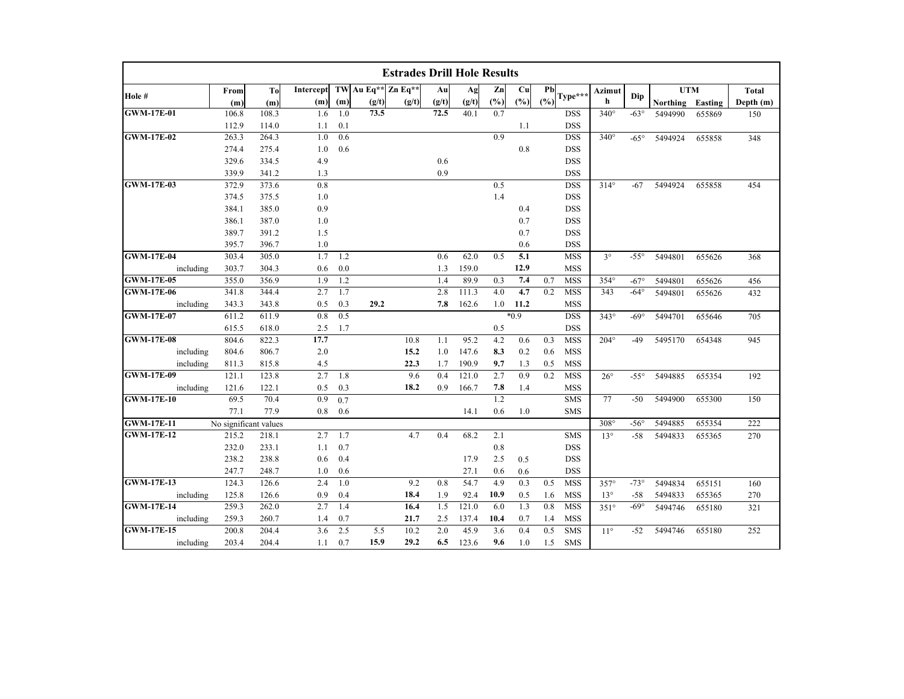# Estrades Drill Hole Results

| Hole # | From (m) | To (m) | Intercept (m) | TW (m) | Au Eq** (g/t) | Zn Eq** (g/t) | Au (g/t) | Ag (g/t) | Zn (%) | Cu (%) | Pb (%) | Type*** | Azimuth | Dip | UTM Northing | UTM Easting | Total Depth (m) |
|---|---|---|---|---|---|---|---|---|---|---|---|---|---|---|---|---|---|
| **GWM-17E-01** | 106.8 | 108.3 | 1.6 | 1.0 | **73.5** | | **72.5** | 40.1 | 0.7 | | | DSS | 340° | -63° | 5494990 | 655869 | 150 |
| | 112.9 | 114.0 | 1.1 | 0.1 | | | | | | 1.1 | | DSS | | | | | |
| **GWM-17E-02** | 263.3 | 264.3 | 1.0 | 0.6 | | | | | 0.9 | | | DSS | 340° | -65° | 5494924 | 655858 | 348 |
| | 274.4 | 275.4 | 1.0 | 0.6 | | | | | | 0.8 | | DSS | | | | | |
| | 329.6 | 334.5 | 4.9 | | | | 0.6 | | | | | DSS | | | | | |
| | 339.9 | 341.2 | 1.3 | | | | 0.9 | | | | | DSS | | | | | |
| **GWM-17E-03** | 372.9 | 373.6 | 0.8 | | | | | | 0.5 | | | DSS | 314° | -67 | 5494924 | 655858 | 454 |
| | 374.5 | 375.5 | 1.0 | | | | | | 1.4 | | | DSS | | | | | |
| | 384.1 | 385.0 | 0.9 | | | | | | | 0.4 | | DSS | | | | | |
| | 386.1 | 387.0 | 1.0 | | | | | | | 0.7 | | DSS | | | | | |
| | 389.7 | 391.2 | 1.5 | | | | | | | 0.7 | | DSS | | | | | |
| | 395.7 | 396.7 | 1.0 | | | | | | | 0.6 | | DSS | | | | | |
| **GWM-17E-04** | 303.4 | 305.0 | 1.7 | 1.2 | | | 0.6 | 62.0 | 0.5 | **5.1** | | MSS | 3° | -55° | 5494801 | 655626 | 368 |
| including | 303.7 | 304.3 | 0.6 | 0.0 | | | 1.3 | 159.0 | | **12.9** | | MSS | | | | | |
| **GWM-17E-05** | 355.0 | 356.9 | 1.9 | 1.2 | | | 1.4 | 89.9 | 0.3 | **7.4** | 0.7 | MSS | 354° | -67° | 5494801 | 655626 | 456 |
| **GWM-17E-06** | 341.8 | 344.4 | 2.7 | 1.7 | | | 2.8 | 111.3 | 4.0 | **4.7** | 0.2 | MSS | 343 | -64° | 5494801 | 655626 | 432 |
| including | 343.3 | 343.8 | 0.5 | 0.3 | **29.2** | | **7.8** | 162.6 | 1.0 | **11.2** | | MSS | | | | | |
| **GWM-17E-07** | 611.2 | 611.9 | 0.8 | 0.5 | | | | | | *0.9 | | DSS | 343° | -69° | 5494701 | 655646 | 705 |
| | 615.5 | 618.0 | 2.5 | 1.7 | | | | | 0.5 | | | DSS | | | | | |
| **GWM-17E-08** | 804.6 | 822.3 | **17.7** | | | 10.8 | 1.1 | 95.2 | 4.2 | 0.6 | 0.3 | MSS | 204° | -49 | 5495170 | 654348 | 945 |
| including | 804.6 | 806.7 | 2.0 | | | **15.2** | 1.0 | 147.6 | **8.3** | 0.2 | 0.6 | MSS | | | | | |
| including | 811.3 | 815.8 | 4.5 | | | **22.3** | 1.7 | 190.9 | **9.7** | 1.3 | 0.5 | MSS | | | | | |
| **GWM-17E-09** | 121.1 | 123.8 | 2.7 | 1.8 | | 9.6 | 0.4 | 121.0 | 2.7 | 0.9 | 0.2 | MSS | 26° | -55° | 5494885 | 655354 | 192 |
| including | 121.6 | 122.1 | 0.5 | 0.3 | | **18.2** | 0.9 | 166.7 | **7.8** | 1.4 | | MSS | | | | | |
| **GWM-17E-10** | 69.5 | 70.4 | 0.9 | 0.7 | | | | | 1.2 | | | SMS | 77 | -50 | 5494900 | 655300 | 150 |
| | 77.1 | 77.9 | 0.8 | 0.6 | | | | 14.1 | 0.6 | 1.0 | | SMS | | | | | |
| **GWM-17E-11** | No significant values | | | | | | | | | | | | 308° | -56° | 5494885 | 655354 | 222 |
| **GWM-17E-12** | 215.2 | 218.1 | 2.7 | 1.7 | | 4.7 | 0.4 | 68.2 | 2.1 | | | SMS | 13° | -58 | 5494833 | 655365 | 270 |
| | 232.0 | 233.1 | 1.1 | 0.7 | | | | | 0.8 | | | DSS | | | | | |
| | 238.2 | 238.8 | 0.6 | 0.4 | | | | 17.9 | 2.5 | 0.5 | | DSS | | | | | |
| | 247.7 | 248.7 | 1.0 | 0.6 | | | | 27.1 | 0.6 | 0.6 | | DSS | | | | | |
| **GWM-17E-13** | 124.3 | 126.6 | 2.4 | 1.0 | | 9.2 | 0.8 | 54.7 | 4.9 | 0.3 | 0.5 | MSS | 357° | -73° | 5494834 | 655151 | 160 |
| including | 125.8 | 126.6 | 0.9 | 0.4 | | **18.4** | 1.9 | 92.4 | **10.9** | 0.5 | 1.6 | MSS | 13° | -58 | 5494833 | 655365 | 270 |
| **GWM-17E-14** | 259.3 | 262.0 | 2.7 | 1.4 | | **16.4** | 1.5 | 121.0 | 6.0 | 1.3 | 0.8 | MSS | 351° | -69° | 5494746 | 655180 | 321 |
| including | 259.3 | 260.7 | 1.4 | 0.7 | | **21.7** | 2.5 | 137.4 | **10.4** | 0.7 | 1.4 | MSS | | | | | |
| **GWM-17E-15** | 200.8 | 204.4 | 3.6 | 2.5 | 5.5 | 10.2 | 2.0 | 45.9 | 3.6 | 0.4 | 0.5 | SMS | 11° | -52 | 5494746 | 655180 | 252 |
| including | 203.4 | 204.4 | 1.1 | 0.7 | **15.9** | **29.2** | **6.5** | 123.6 | **9.6** | 1.0 | 1.5 | SMS | | | | | |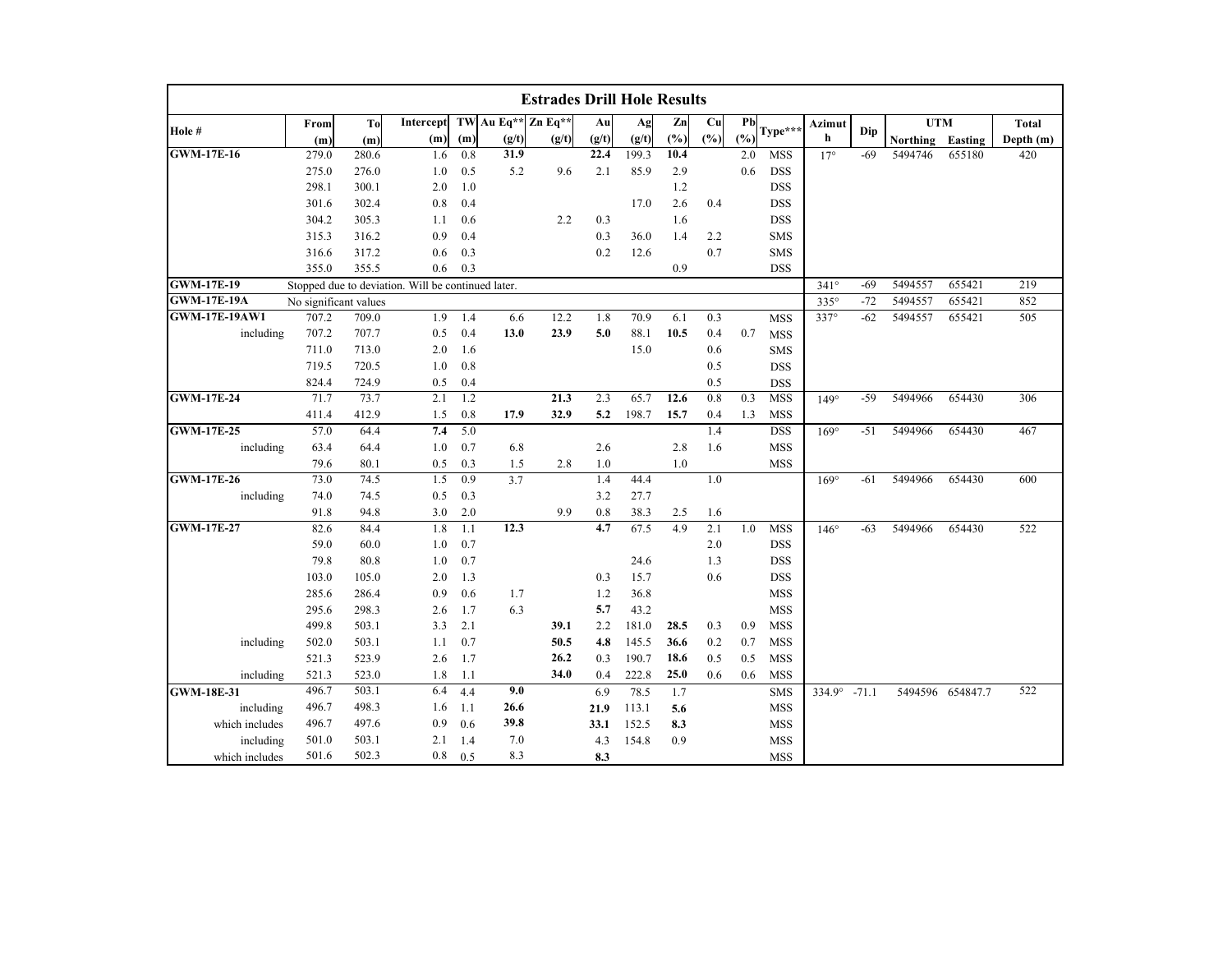# Estrades Drill Hole Results

| Hole # | From (m) | To (m) | Intercept (m) | TW (m) | Au Eq** (g/t) | Zn Eq** (g/t) | Au (g/t) | Ag (g/t) | Zn (%) | Cu (%) | Pb (%) | Type*** | Azimuth | Dip | UTM | | Total Depth (m) |
|---|---|---|---|---|---|---|---|---|---|---|---|---|---|---|---|---|---|
| | | | | | | | | | | | | | | | Northing | Easting | |
| **GWM-17E-16** | 279.0 | 280.6 | 1.6 | 0.8 | **31.9** | | **22.4** | 199.3 | **10.4** | | 2.0 | MSS | 17° | -69 | 5494746 | 655180 | 420 |
| | 275.0 | 276.0 | 1.0 | 0.5 | 5.2 | 9.6 | 2.1 | 85.9 | 2.9 | | 0.6 | DSS | | | | | |
| | 298.1 | 300.1 | 2.0 | 1.0 | | | | | 1.2 | | | DSS | | | | | |
| | 301.6 | 302.4 | 0.8 | 0.4 | | | | 17.0 | 2.6 | 0.4 | | DSS | | | | | |
| | 304.2 | 305.3 | 1.1 | 0.6 | | 2.2 | 0.3 | | 1.6 | | | DSS | | | | | |
| | 315.3 | 316.2 | 0.9 | 0.4 | | | 0.3 | 36.0 | 1.4 | 2.2 | | SMS | | | | | |
| | 316.6 | 317.2 | 0.6 | 0.3 | | | 0.2 | 12.6 | | 0.7 | | SMS | | | | | |
| | 355.0 | 355.5 | 0.6 | 0.3 | | | | | 0.9 | | | DSS | | | | | |
| **GWM-17E-19** | Stopped due to deviation. Will be continued later. | | | | | | | | | | | | 341° | -69 | 5494557 | 655421 | 219 |
| **GWM-17E-19A** | No significant values | | | | | | | | | | | | 335° | -72 | 5494557 | 655421 | 852 |
| **GWM-17E-19AW1** | 707.2 | 709.0 | 1.9 | 1.4 | 6.6 | 12.2 | 1.8 | 70.9 | 6.1 | 0.3 | | MSS | 337° | -62 | 5494557 | 655421 | 505 |
| including | 707.2 | 707.7 | 0.5 | 0.4 | **13.0** | **23.9** | **5.0** | 88.1 | **10.5** | 0.4 | 0.7 | MSS | | | | | |
| | 711.0 | 713.0 | 2.0 | 1.6 | | | | 15.0 | | 0.6 | | SMS | | | | | |
| | 719.5 | 720.5 | 1.0 | 0.8 | | | | | | 0.5 | | DSS | | | | | |
| | 824.4 | 724.9 | 0.5 | 0.4 | | | | | | 0.5 | | DSS | | | | | |
| **GWM-17E-24** | 71.7 | 73.7 | 2.1 | 1.2 | | **21.3** | 2.3 | 65.7 | **12.6** | 0.8 | 0.3 | MSS | 149° | -59 | 5494966 | 654430 | 306 |
| | 411.4 | 412.9 | 1.5 | 0.8 | **17.9** | **32.9** | **5.2** | 198.7 | **15.7** | 0.4 | 1.3 | MSS | | | | | |
| **GWM-17E-25** | 57.0 | 64.4 | **7.4** | 5.0 | | | | | | 1.4 | | DSS | 169° | -51 | 5494966 | 654430 | 467 |
| including | 63.4 | 64.4 | 1.0 | 0.7 | 6.8 | | 2.6 | | 2.8 | 1.6 | | MSS | | | | | |
| | 79.6 | 80.1 | 0.5 | 0.3 | 1.5 | 2.8 | 1.0 | | 1.0 | | | MSS | | | | | |
| **GWM-17E-26** | 73.0 | 74.5 | 1.5 | 0.9 | 3.7 | | 1.4 | 44.4 | | 1.0 | | | 169° | -61 | 5494966 | 654430 | 600 |
| including | 74.0 | 74.5 | 0.5 | 0.3 | | | 3.2 | 27.7 | | | | | | | | | |
| | 91.8 | 94.8 | 3.0 | 2.0 | | 9.9 | 0.8 | 38.3 | 2.5 | 1.6 | | | | | | | |
| **GWM-17E-27** | 82.6 | 84.4 | 1.8 | 1.1 | **12.3** | | **4.7** | 67.5 | 4.9 | 2.1 | 1.0 | MSS | 146° | -63 | 5494966 | 654430 | 522 |
| | 59.0 | 60.0 | 1.0 | 0.7 | | | | | | 2.0 | | DSS | | | | | |
| | 79.8 | 80.8 | 1.0 | 0.7 | | | | 24.6 | | 1.3 | | DSS | | | | | |
| | 103.0 | 105.0 | 2.0 | 1.3 | | | 0.3 | 15.7 | | 0.6 | | DSS | | | | | |
| | 285.6 | 286.4 | 0.9 | 0.6 | 1.7 | | 1.2 | 36.8 | | | | MSS | | | | | |
| | 295.6 | 298.3 | 2.6 | 1.7 | 6.3 | | **5.7** | 43.2 | | | | MSS | | | | | |
| | 499.8 | 503.1 | 3.3 | 2.1 | | **39.1** | 2.2 | 181.0 | **28.5** | 0.3 | 0.9 | MSS | | | | | |
| including | 502.0 | 503.1 | 1.1 | 0.7 | | **50.5** | **4.8** | 145.5 | **36.6** | 0.2 | 0.7 | MSS | | | | | |
| | 521.3 | 523.9 | 2.6 | 1.7 | | **26.2** | 0.3 | 190.7 | **18.6** | 0.5 | 0.5 | MSS | | | | | |
| including | 521.3 | 523.0 | 1.8 | 1.1 | | **34.0** | 0.4 | 222.8 | **25.0** | 0.6 | 0.6 | MSS | | | | | |
| **GWM-18E-31** | 496.7 | 503.1 | 6.4 | 4.4 | **9.0** | | 6.9 | 78.5 | 1.7 | | | SMS | 334.9° | -71.1 | 5494596 | 654847.7 | 522 |
| including | 496.7 | 498.3 | 1.6 | 1.1 | **26.6** | | **21.9** | 113.1 | **5.6** | | | MSS | | | | | |
| which includes | 496.7 | 497.6 | 0.9 | 0.6 | **39.8** | | **33.1** | 152.5 | **8.3** | | | MSS | | | | | |
| including | 501.0 | 503.1 | 2.1 | 1.4 | 7.0 | | 4.3 | 154.8 | 0.9 | | | MSS | | | | | |
| which includes | 501.6 | 502.3 | 0.8 | 0.5 | 8.3 | | **8.3** | | | | | MSS | | | | | |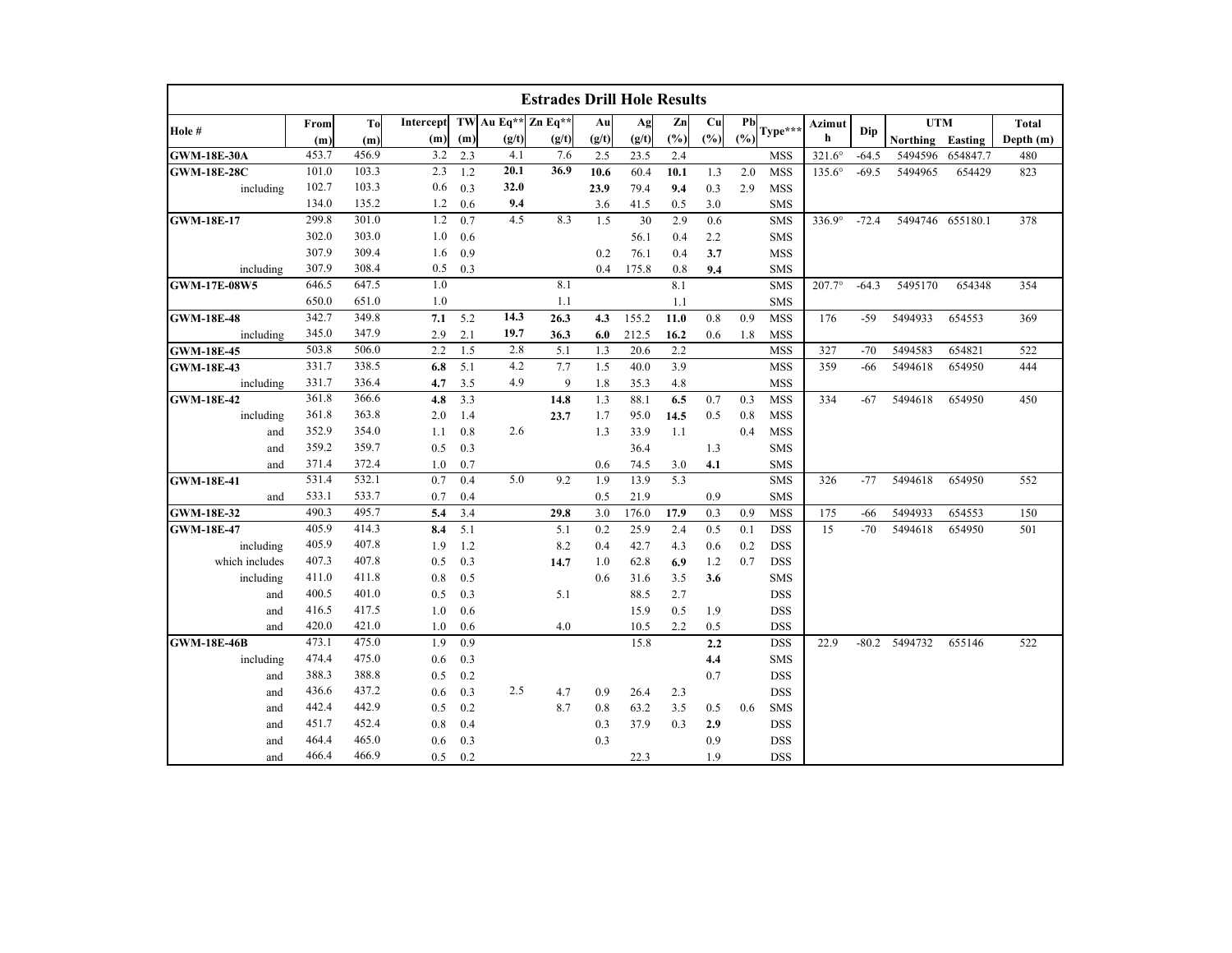## Estrades Drill Hole Results

| Hole # | From (m) | To (m) | Intercept (m) | TW (m) | Au Eq** (g/t) | Zn Eq** (g/t) | Au (g/t) | Ag (g/t) | Zn (%) | Cu (%) | Pb (%) | Type*** | Azimuth | Dip | UTM | | Total Depth (m) |
|---|---|---|---|---|---|---|---|---|---|---|---|---|---|---|---|---|---|
| | | | | | | | | | | | | | | | Northing | Easting | |
| **GWM-18E-30A** | 453.7 | 456.9 | 3.2 | 2.3 | 4.1 | 7.6 | 2.5 | 23.5 | 2.4 | | | MSS | 321.6° | -64.5 | 5494596 | 654847.7 | 480 |
| **GWM-18E-28C** | 101.0 | 103.3 | 2.3 | 1.2 | **20.1** | **36.9** | **10.6** | 60.4 | **10.1** | 1.3 | 2.0 | MSS | 135.6° | -69.5 | 5494965 | 654429 | 823 |
| including | 102.7 | 103.3 | 0.6 | 0.3 | **32.0** | | **23.9** | 79.4 | **9.4** | 0.3 | 2.9 | MSS | | | | | |
| | 134.0 | 135.2 | 1.2 | 0.6 | **9.4** | | 3.6 | 41.5 | 0.5 | 3.0 | | SMS | | | | | |
| **GWM-18E-17** | 299.8 | 301.0 | 1.2 | 0.7 | 4.5 | 8.3 | 1.5 | 30 | 2.9 | 0.6 | | SMS | 336.9° | -72.4 | 5494746 | 655180.1 | 378 |
| | 302.0 | 303.0 | 1.0 | 0.6 | | | | 56.1 | 0.4 | 2.2 | | SMS | | | | | |
| | 307.9 | 309.4 | 1.6 | 0.9 | | | 0.2 | 76.1 | 0.4 | **3.7** | | MSS | | | | | |
| including | 307.9 | 308.4 | 0.5 | 0.3 | | | 0.4 | 175.8 | 0.8 | **9.4** | | SMS | | | | | |
| **GWM-17E-08W5** | 646.5 | 647.5 | 1.0 | | | 8.1 | | | 8.1 | | | SMS | 207.7° | -64.3 | 5495170 | 654348 | 354 |
| | 650.0 | 651.0 | 1.0 | | | 1.1 | | | 1.1 | | | SMS | | | | | |
| **GWM-18E-48** | 342.7 | 349.8 | **7.1** | 5.2 | **14.3** | **26.3** | **4.3** | 155.2 | **11.0** | 0.8 | 0.9 | MSS | 176 | -59 | 5494933 | 654553 | 369 |
| including | 345.0 | 347.9 | 2.9 | 2.1 | **19.7** | **36.3** | **6.0** | 212.5 | **16.2** | 0.6 | 1.8 | MSS | | | | | |
| **GWM-18E-45** | 503.8 | 506.0 | 2.2 | 1.5 | 2.8 | 5.1 | 1.3 | 20.6 | 2.2 | | | MSS | 327 | -70 | 5494583 | 654821 | 522 |
| **GWM-18E-43** | 331.7 | 338.5 | **6.8** | 5.1 | 4.2 | 7.7 | 1.5 | 40.0 | 3.9 | | | MSS | 359 | -66 | 5494618 | 654950 | 444 |
| including | 331.7 | 336.4 | **4.7** | 3.5 | 4.9 | 9 | 1.8 | 35.3 | 4.8 | | | MSS | | | | | |
| **GWM-18E-42** | 361.8 | 366.6 | **4.8** | 3.3 | | **14.8** | 1.3 | 88.1 | **6.5** | 0.7 | 0.3 | MSS | 334 | -67 | 5494618 | 654950 | 450 |
| including | 361.8 | 363.8 | 2.0 | 1.4 | | **23.7** | 1.7 | 95.0 | **14.5** | 0.5 | 0.8 | MSS | | | | | |
| and | 352.9 | 354.0 | 1.1 | 0.8 | 2.6 | | 1.3 | 33.9 | 1.1 | | 0.4 | MSS | | | | | |
| and | 359.2 | 359.7 | 0.5 | 0.3 | | | | 36.4 | | 1.3 | | SMS | | | | | |
| and | 371.4 | 372.4 | 1.0 | 0.7 | | | 0.6 | 74.5 | 3.0 | **4.1** | | SMS | | | | | |
| **GWM-18E-41** | 531.4 | 532.1 | 0.7 | 0.4 | 5.0 | 9.2 | 1.9 | 13.9 | 5.3 | | | SMS | 326 | -77 | 5494618 | 654950 | 552 |
| and | 533.1 | 533.7 | 0.7 | 0.4 | | | 0.5 | 21.9 | | 0.9 | | SMS | | | | | |
| **GWM-18E-32** | 490.3 | 495.7 | **5.4** | 3.4 | | **29.8** | 3.0 | 176.0 | **17.9** | 0.3 | 0.9 | MSS | 175 | -66 | 5494933 | 654553 | 150 |
| **GWM-18E-47** | 405.9 | 414.3 | **8.4** | 5.1 | | 5.1 | 0.2 | 25.9 | 2.4 | 0.5 | 0.1 | DSS | 15 | -70 | 5494618 | 654950 | 501 |
| including | 405.9 | 407.8 | 1.9 | 1.2 | | 8.2 | 0.4 | 42.7 | 4.3 | 0.6 | 0.2 | DSS | | | | | |
| which includes | 407.3 | 407.8 | 0.5 | 0.3 | | **14.7** | 1.0 | 62.8 | **6.9** | 1.2 | 0.7 | DSS | | | | | |
| including | 411.0 | 411.8 | 0.8 | 0.5 | | | 0.6 | 31.6 | 3.5 | **3.6** | | SMS | | | | | |
| and | 400.5 | 401.0 | 0.5 | 0.3 | | 5.1 | | 88.5 | 2.7 | | | DSS | | | | | |
| and | 416.5 | 417.5 | 1.0 | 0.6 | | | | 15.9 | 0.5 | 1.9 | | DSS | | | | | |
| and | 420.0 | 421.0 | 1.0 | 0.6 | | 4.0 | | 10.5 | 2.2 | 0.5 | | DSS | | | | | |
| **GWM-18E-46B** | 473.1 | 475.0 | 1.9 | 0.9 | | | | 15.8 | | **2.2** | | DSS | 22.9 | -80.2 | 5494732 | 655146 | 522 |
| including | 474.4 | 475.0 | 0.6 | 0.3 | | | | | | **4.4** | | SMS | | | | | |
| and | 388.3 | 388.8 | 0.5 | 0.2 | | | | | | 0.7 | | DSS | | | | | |
| and | 436.6 | 437.2 | 0.6 | 0.3 | 2.5 | 4.7 | 0.9 | 26.4 | 2.3 | | | DSS | | | | | |
| and | 442.4 | 442.9 | 0.5 | 0.2 | | 8.7 | 0.8 | 63.2 | 3.5 | 0.5 | 0.6 | SMS | | | | | |
| and | 451.7 | 452.4 | 0.8 | 0.4 | | | 0.3 | 37.9 | 0.3 | **2.9** | | DSS | | | | | |
| and | 464.4 | 465.0 | 0.6 | 0.3 | | | 0.3 | | | 0.9 | | DSS | | | | | |
| and | 466.4 | 466.9 | 0.5 | 0.2 | | | | 22.3 | | 1.9 | | DSS | | | | | |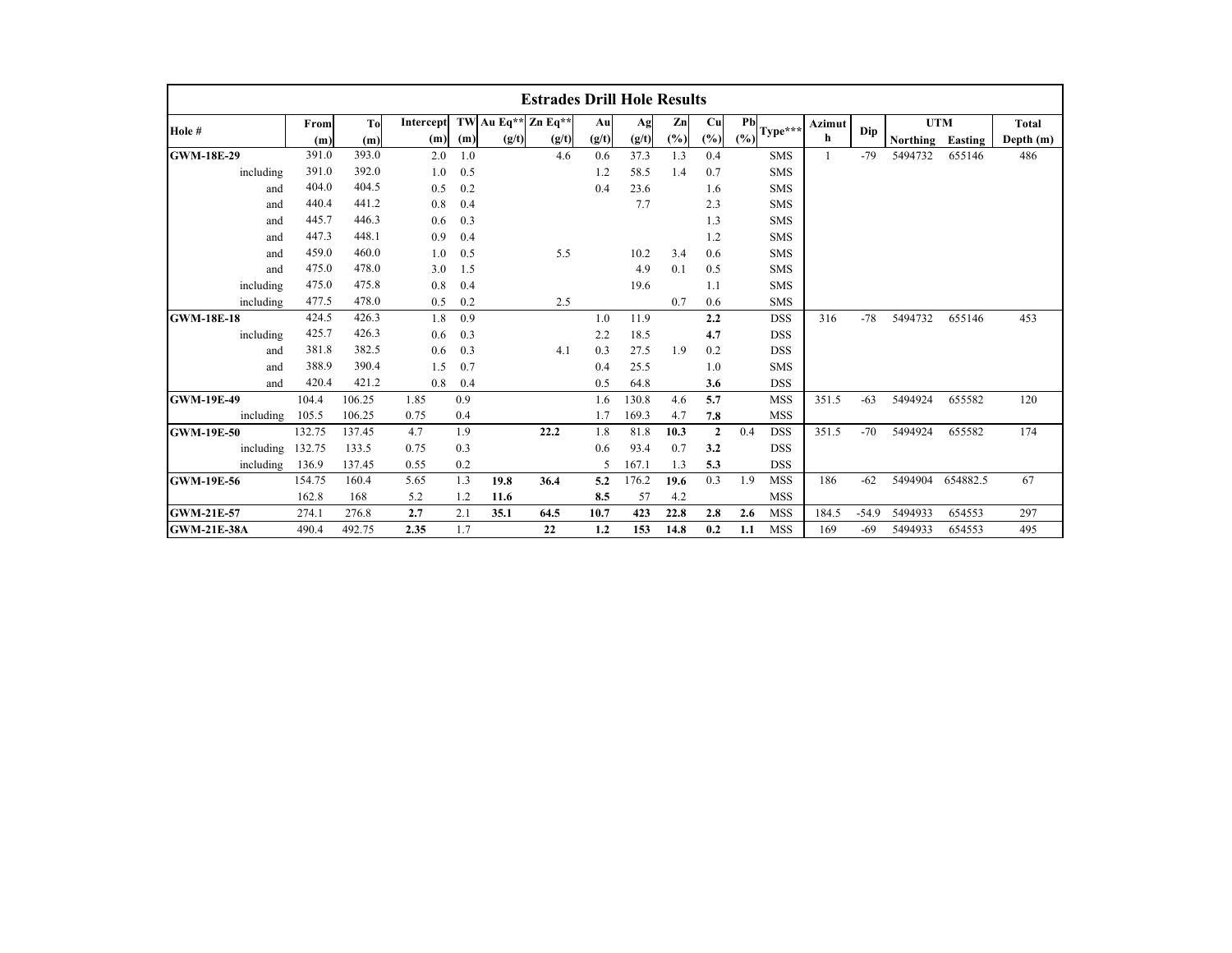## Estrades Drill Hole Results

| Hole # | From (m) | To (m) | Intercept (m) | TW (m) | Au Eq** (g/t) | Zn Eq** (g/t) | Au (g/t) | Ag (g/t) | Zn (%) | Cu (%) | Pb (%) | Type*** | Azimuth | Dip | UTM | | Total Depth (m) |
|---|---|---|---|---|---|---|---|---|---|---|---|---|---|---|---|---|---|
| | | | | | | | | | | | | | | | Northing | Easting | |
| **GWM-18E-29** | 391.0 | 393.0 | 2.0 | 1.0 | | 4.6 | 0.6 | 37.3 | 1.3 | 0.4 | | SMS | 1 | -79 | 5494732 | 655146 | 486 |
| including | 391.0 | 392.0 | 1.0 | 0.5 | | | 1.2 | 58.5 | 1.4 | 0.7 | | SMS | | | | | |
| and | 404.0 | 404.5 | 0.5 | 0.2 | | | 0.4 | 23.6 | | 1.6 | | SMS | | | | | |
| and | 440.4 | 441.2 | 0.8 | 0.4 | | | | 7.7 | | 2.3 | | SMS | | | | | |
| and | 445.7 | 446.3 | 0.6 | 0.3 | | | | | | 1.3 | | SMS | | | | | |
| and | 447.3 | 448.1 | 0.9 | 0.4 | | | | | | 1.2 | | SMS | | | | | |
| and | 459.0 | 460.0 | 1.0 | 0.5 | | 5.5 | | 10.2 | 3.4 | 0.6 | | SMS | | | | | |
| and | 475.0 | 478.0 | 3.0 | 1.5 | | | | 4.9 | 0.1 | 0.5 | | SMS | | | | | |
| including | 475.0 | 475.8 | 0.8 | 0.4 | | | | 19.6 | | 1.1 | | SMS | | | | | |
| including | 477.5 | 478.0 | 0.5 | 0.2 | | 2.5 | | | 0.7 | 0.6 | | SMS | | | | | |
| **GWM-18E-18** | 424.5 | 426.3 | 1.8 | 0.9 | | | 1.0 | 11.9 | | **2.2** | | DSS | 316 | -78 | 5494732 | 655146 | 453 |
| including | 425.7 | 426.3 | 0.6 | 0.3 | | | 2.2 | 18.5 | | **4.7** | | DSS | | | | | |
| and | 381.8 | 382.5 | 0.6 | 0.3 | | 4.1 | 0.3 | 27.5 | 1.9 | 0.2 | | DSS | | | | | |
| and | 388.9 | 390.4 | 1.5 | 0.7 | | | 0.4 | 25.5 | | 1.0 | | SMS | | | | | |
| and | 420.4 | 421.2 | 0.8 | 0.4 | | | 0.5 | 64.8 | | **3.6** | | DSS | | | | | |
| **GWM-19E-49** | 104.4 | 106.25 | 1.85 | 0.9 | | | 1.6 | 130.8 | 4.6 | **5.7** | | MSS | 351.5 | -63 | 5494924 | 655582 | 120 |
| including | 105.5 | 106.25 | 0.75 | 0.4 | | | 1.7 | 169.3 | 4.7 | **7.8** | | MSS | | | | | |
| **GWM-19E-50** | 132.75 | 137.45 | 4.7 | 1.9 | | **22.2** | 1.8 | 81.8 | **10.3** | **2** | 0.4 | DSS | 351.5 | -70 | 5494924 | 655582 | 174 |
| including | 132.75 | 133.5 | 0.75 | 0.3 | | | 0.6 | 93.4 | 0.7 | **3.2** | | DSS | | | | | |
| including | 136.9 | 137.45 | 0.55 | 0.2 | | | 5 | 167.1 | 1.3 | **5.3** | | DSS | | | | | |
| **GWM-19E-56** | 154.75 | 160.4 | 5.65 | 1.3 | **19.8** | **36.4** | **5.2** | 176.2 | **19.6** | 0.3 | 1.9 | MSS | 186 | -62 | 5494904 | 654882.5 | 67 |
| | 162.8 | 168 | 5.2 | 1.2 | **11.6** | | **8.5** | 57 | 4.2 | | | MSS | | | | | |
| **GWM-21E-57** | 274.1 | 276.8 | **2.7** | 2.1 | **35.1** | **64.5** | **10.7** | **423** | **22.8** | **2.8** | **2.6** | MSS | 184.5 | -54.9 | 5494933 | 654553 | 297 |
| **GWM-21E-38A** | 490.4 | 492.75 | **2.35** | 1.7 | | **22** | **1.2** | **153** | **14.8** | **0.2** | **1.1** | MSS | 169 | -69 | 5494933 | 654553 | 495 |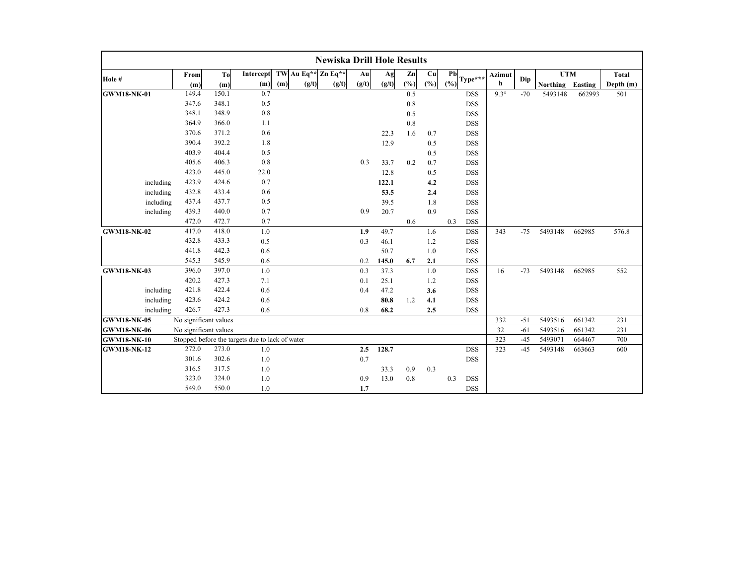## Newiska Drill Hole Results

| Hole # | From (m) | To (m) | Intercept (m) | TW (m) | Au Eq** (g/t) | Zn Eq** (g/t) | Au (g/t) | Ag (g/t) | Zn (%) | Cu (%) | Pb (%) | Type*** | Azimuth | Dip | UTM Northing | UTM Easting | Total Depth (m) |
|---|---|---|---|---|---|---|---|---|---|---|---|---|---|---|---|---|---|
| **GWM18-NK-01** | 149.4 | 150.1 | 0.7 | | | | | | 0.5 | | | DSS | 9.3° | -70 | 5493148 | 662993 | 501 |
| | 347.6 | 348.1 | 0.5 | | | | | | 0.8 | | | DSS | | | | | |
| | 348.1 | 348.9 | 0.8 | | | | | | 0.5 | | | DSS | | | | | |
| | 364.9 | 366.0 | 1.1 | | | | | | 0.8 | | | DSS | | | | | |
| | 370.6 | 371.2 | 0.6 | | | | | 22.3 | 1.6 | 0.7 | | DSS | | | | | |
| | 390.4 | 392.2 | 1.8 | | | | | 12.9 | | 0.5 | | DSS | | | | | |
| | 403.9 | 404.4 | 0.5 | | | | | | | 0.5 | | DSS | | | | | |
| | 405.6 | 406.3 | 0.8 | | | | 0.3 | 33.7 | 0.2 | 0.7 | | DSS | | | | | |
| | 423.0 | 445.0 | 22.0 | | | | | 12.8 | | 0.5 | | DSS | | | | | |
| including | 423.9 | 424.6 | 0.7 | | | | | **122.1** | | **4.2** | | DSS | | | | | |
| including | 432.8 | 433.4 | 0.6 | | | | | **53.5** | | **2.4** | | DSS | | | | | |
| including | 437.4 | 437.7 | 0.5 | | | | | 39.5 | | 1.8 | | DSS | | | | | |
| including | 439.3 | 440.0 | 0.7 | | | | 0.9 | 20.7 | | 0.9 | | DSS | | | | | |
| | 472.0 | 472.7 | 0.7 | | | | | | 0.6 | | 0.3 | DSS | | | | | |
| **GWM18-NK-02** | 417.0 | 418.0 | 1.0 | | | | **1.9** | 49.7 | | 1.6 | | DSS | 343 | -75 | 5493148 | 662985 | 576.8 |
| | 432.8 | 433.3 | 0.5 | | | | 0.3 | 46.1 | | 1.2 | | DSS | | | | | |
| | 441.8 | 442.3 | 0.6 | | | | | 50.7 | | 1.0 | | DSS | | | | | |
| | 545.3 | 545.9 | 0.6 | | | | 0.2 | **145.0** | **6.7** | **2.1** | | DSS | | | | | |
| **GWM18-NK-03** | 396.0 | 397.0 | 1.0 | | | | 0.3 | 37.3 | | 1.0 | | DSS | 16 | -73 | 5493148 | 662985 | 552 |
| | 420.2 | 427.3 | 7.1 | | | | 0.1 | 25.1 | | 1.2 | | DSS | | | | | |
| including | 421.8 | 422.4 | 0.6 | | | | 0.4 | 47.2 | | **3.6** | | DSS | | | | | |
| including | 423.6 | 424.2 | 0.6 | | | | | **80.8** | 1.2 | **4.1** | | DSS | | | | | |
| including | 426.7 | 427.3 | 0.6 | | | | 0.8 | **68.2** | | **2.5** | | DSS | | | | | |
| **GWM18-NK-05** | No significant values | | | | | | | | | | | | 332 | -51 | 5493516 | 661342 | 231 |
| **GWM18-NK-06** | No significant values | | | | | | | | | | | | 32 | -61 | 5493516 | 661342 | 231 |
| **GWM18-NK-10** | Stopped before the targets due to lack of water | | | | | | | | | | | | 323 | -45 | 5493071 | 664467 | 700 |
| **GWM18-NK-12** | 272.0 | 273.0 | 1.0 | | | | **2.5** | **128.7** | | | | DSS | 323 | -45 | 5493148 | 663663 | 600 |
| | 301.6 | 302.6 | 1.0 | | | | 0.7 | | | | | DSS | | | | | |
| | 316.5 | 317.5 | 1.0 | | | | | 33.3 | 0.9 | 0.3 | | | | | | | |
| | 323.0 | 324.0 | 1.0 | | | | 0.9 | 13.0 | 0.8 | | 0.3 | DSS | | | | | |
| | 549.0 | 550.0 | 1.0 | | | | **1.7** | | | | | DSS | | | | | |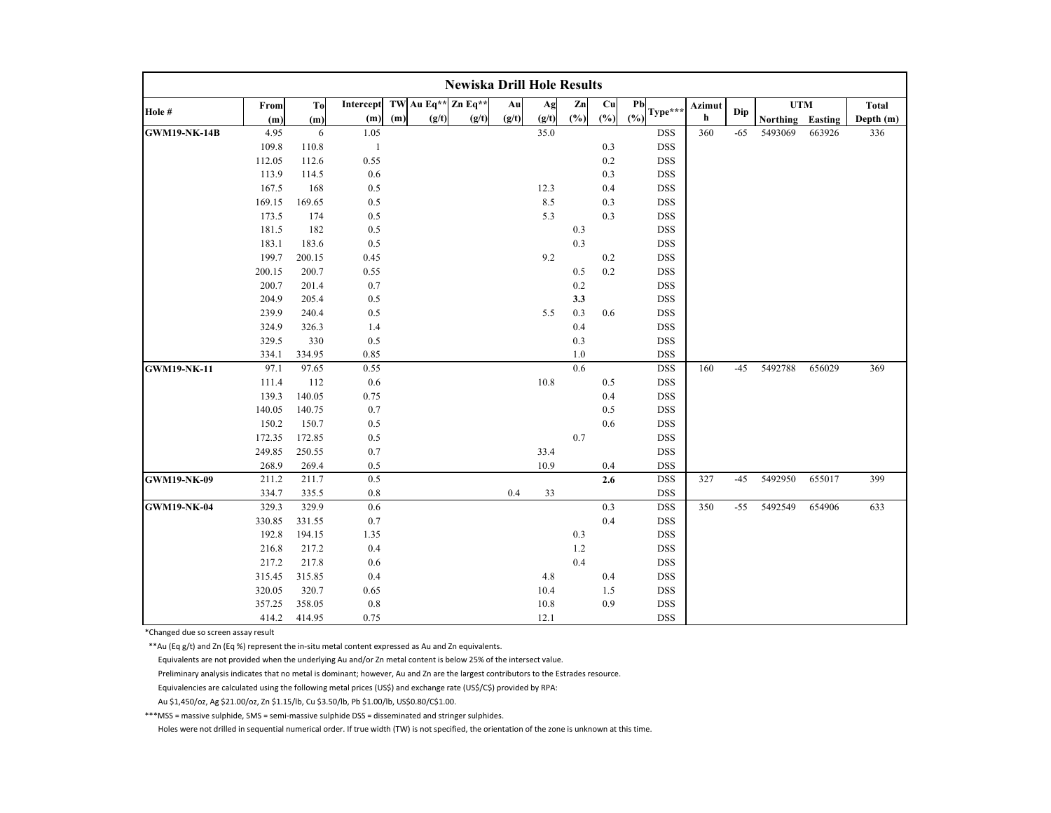## Newiska Drill Hole Results

| Hole # | From | To | Intercept | TW | Au Eq** | Zn Eq** | Au | Ag | Zn | Cu | Pb | Type*** | Azimut | Dip | UTM | | Total |
|---|---|---|---|---|---|---|---|---|---|---|---|---|---|---|---|---|---|
| | (m) | (m) | (m) | (m) | (g/t) | (g/t) | (g/t) | (g/t) | (%) | (%) | (%) | | h | | Northing | Easting | Depth (m) |
| **GWM19-NK-14B** | 4.95 | 6 | 1.05 | | | | | 35.0 | | | | DSS | 360 | -65 | 5493069 | 663926 | 336 |
| | 109.8 | 110.8 | 1 | | | | | | | 0.3 | | DSS | | | | | |
| | 112.05 | 112.6 | 0.55 | | | | | | | 0.2 | | DSS | | | | | |
| | 113.9 | 114.5 | 0.6 | | | | | | | 0.3 | | DSS | | | | | |
| | 167.5 | 168 | 0.5 | | | | | 12.3 | | 0.4 | | DSS | | | | | |
| | 169.15 | 169.65 | 0.5 | | | | | 8.5 | | 0.3 | | DSS | | | | | |
| | 173.5 | 174 | 0.5 | | | | | 5.3 | | 0.3 | | DSS | | | | | |
| | 181.5 | 182 | 0.5 | | | | | | 0.3 | | | DSS | | | | | |
| | 183.1 | 183.6 | 0.5 | | | | | | 0.3 | | | DSS | | | | | |
| | 199.7 | 200.15 | 0.45 | | | | | 9.2 | | 0.2 | | DSS | | | | | |
| | 200.15 | 200.7 | 0.55 | | | | | | 0.5 | 0.2 | | DSS | | | | | |
| | 200.7 | 201.4 | 0.7 | | | | | | 0.2 | | | DSS | | | | | |
| | 204.9 | 205.4 | 0.5 | | | | | | **3.3** | | | DSS | | | | | |
| | 239.9 | 240.4 | 0.5 | | | | | 5.5 | 0.3 | 0.6 | | DSS | | | | | |
| | 324.9 | 326.3 | 1.4 | | | | | | 0.4 | | | DSS | | | | | |
| | 329.5 | 330 | 0.5 | | | | | | 0.3 | | | DSS | | | | | |
| | 334.1 | 334.95 | 0.85 | | | | | | 1.0 | | | DSS | | | | | |
| **GWM19-NK-11** | 97.1 | 97.65 | 0.55 | | | | | | 0.6 | | | DSS | 160 | -45 | 5492788 | 656029 | 369 |
| | 111.4 | 112 | 0.6 | | | | | 10.8 | | 0.5 | | DSS | | | | | |
| | 139.3 | 140.05 | 0.75 | | | | | | | 0.4 | | DSS | | | | | |
| | 140.05 | 140.75 | 0.7 | | | | | | | 0.5 | | DSS | | | | | |
| | 150.2 | 150.7 | 0.5 | | | | | | | 0.6 | | DSS | | | | | |
| | 172.35 | 172.85 | 0.5 | | | | | | 0.7 | | | DSS | | | | | |
| | 249.85 | 250.55 | 0.7 | | | | | 33.4 | | | | DSS | | | | | |
| | 268.9 | 269.4 | 0.5 | | | | | 10.9 | | 0.4 | | DSS | | | | | |
| **GWM19-NK-09** | 211.2 | 211.7 | 0.5 | | | | | | | **2.6** | | DSS | 327 | -45 | 5492950 | 655017 | 399 |
| | 334.7 | 335.5 | 0.8 | | | | 0.4 | 33 | | | | DSS | | | | | |
| **GWM19-NK-04** | 329.3 | 329.9 | 0.6 | | | | | | | 0.3 | | DSS | 350 | -55 | 5492549 | 654906 | 633 |
| | 330.85 | 331.55 | 0.7 | | | | | | | 0.4 | | DSS | | | | | |
| | 192.8 | 194.15 | 1.35 | | | | | | 0.3 | | | DSS | | | | | |
| | 216.8 | 217.2 | 0.4 | | | | | | 1.2 | | | DSS | | | | | |
| | 217.2 | 217.8 | 0.6 | | | | | | 0.4 | | | DSS | | | | | |
| | 315.45 | 315.85 | 0.4 | | | | | 4.8 | | 0.4 | | DSS | | | | | |
| | 320.05 | 320.7 | 0.65 | | | | | 10.4 | | 1.5 | | DSS | | | | | |
| | 357.25 | 358.05 | 0.8 | | | | | 10.8 | | 0.9 | | DSS | | | | | |
| | 414.2 | 414.95 | 0.75 | | | | | 12.1 | | | | DSS | | | | | |

*Changed due so screen assay result

**Au (Eq g/t) and Zn (Eq %) represent the in-situ metal content expressed as Au and Zn equivalents.

Equivalents are not provided when the underlying Au and/or Zn metal content is below 25% of the intersect value.

Preliminary analysis indicates that no metal is dominant; however, Au and Zn are the largest contributors to the Estrades resource.

Equivalencies are calculated using the following metal prices (US$) and exchange rate (US$/C$) provided by RPA:

Au $1,450/oz, Ag $21.00/oz, Zn $1.15/lb, Cu $3.50/lb, Pb $1.00/lb, US$0.80/C$1.00.

***MSS = massive sulphide, SMS = semi-massive sulphide DSS = disseminated and stringer sulphides.

Holes were not drilled in sequential numerical order. If true width (TW) is not specified, the orientation of the zone is unknown at this time.